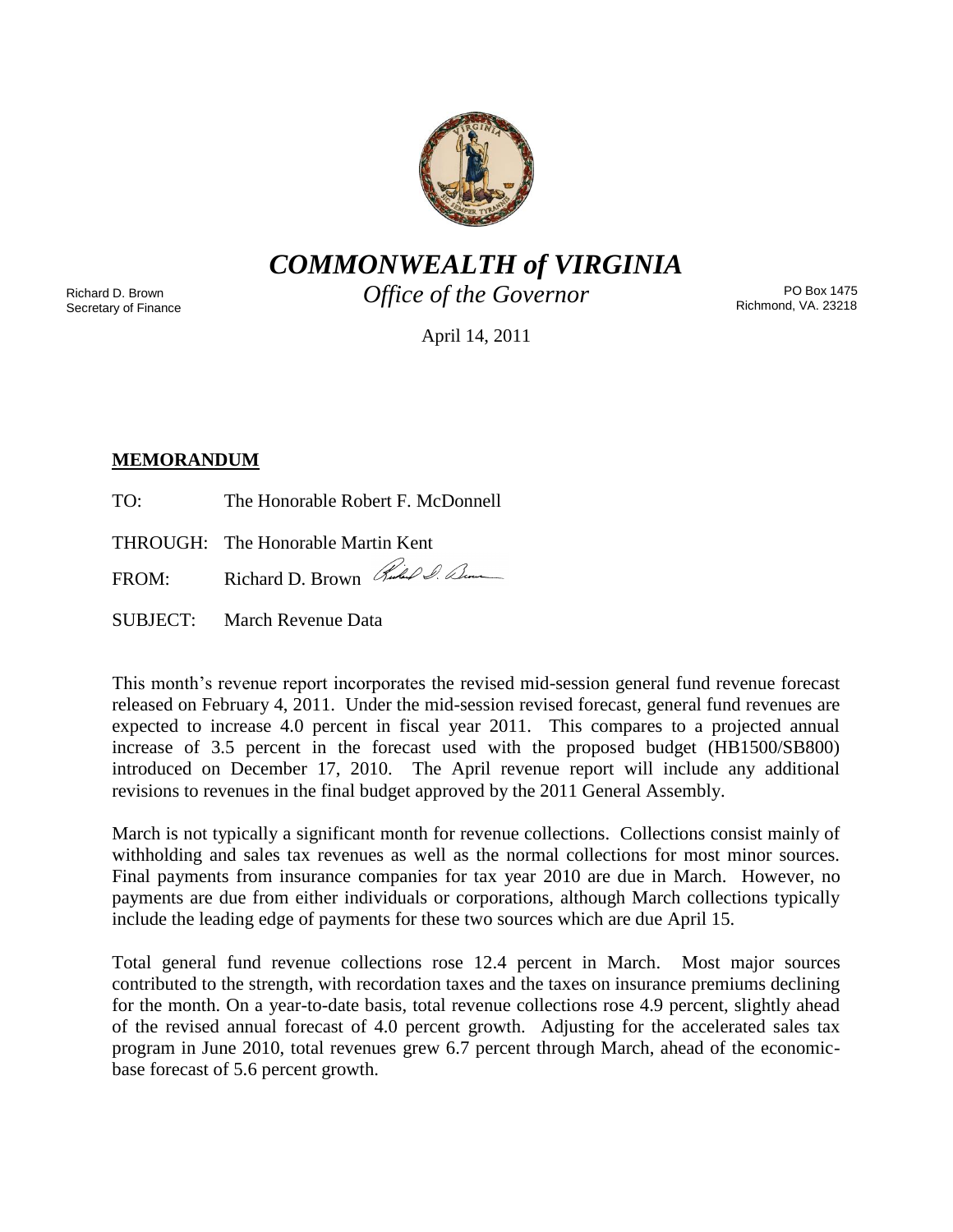# *COMMONWEALTH of VIRGINIA*

*Office of the Governor*

Richard D. Brown
Secretary of Finance

PO Box 1475
Richmond, VA. 23218

April 14, 2011

**MEMORANDUM**

TO: The Honorable Robert F. McDonnell

THROUGH: The Honorable Martin Kent

FROM: Richard D. Brown

SUBJECT: March Revenue Data

This month's revenue report incorporates the revised mid-session general fund revenue forecast released on February 4, 2011. Under the mid-session revised forecast, general fund revenues are expected to increase 4.0 percent in fiscal year 2011. This compares to a projected annual increase of 3.5 percent in the forecast used with the proposed budget (HB1500/SB800) introduced on December 17, 2010. The April revenue report will include any additional revisions to revenues in the final budget approved by the 2011 General Assembly.

March is not typically a significant month for revenue collections. Collections consist mainly of withholding and sales tax revenues as well as the normal collections for most minor sources. Final payments from insurance companies for tax year 2010 are due in March. However, no payments are due from either individuals or corporations, although March collections typically include the leading edge of payments for these two sources which are due April 15.

Total general fund revenue collections rose 12.4 percent in March. Most major sources contributed to the strength, with recordation taxes and the taxes on insurance premiums declining for the month. On a year-to-date basis, total revenue collections rose 4.9 percent, slightly ahead of the revised annual forecast of 4.0 percent growth. Adjusting for the accelerated sales tax program in June 2010, total revenues grew 6.7 percent through March, ahead of the economic-base forecast of 5.6 percent growth.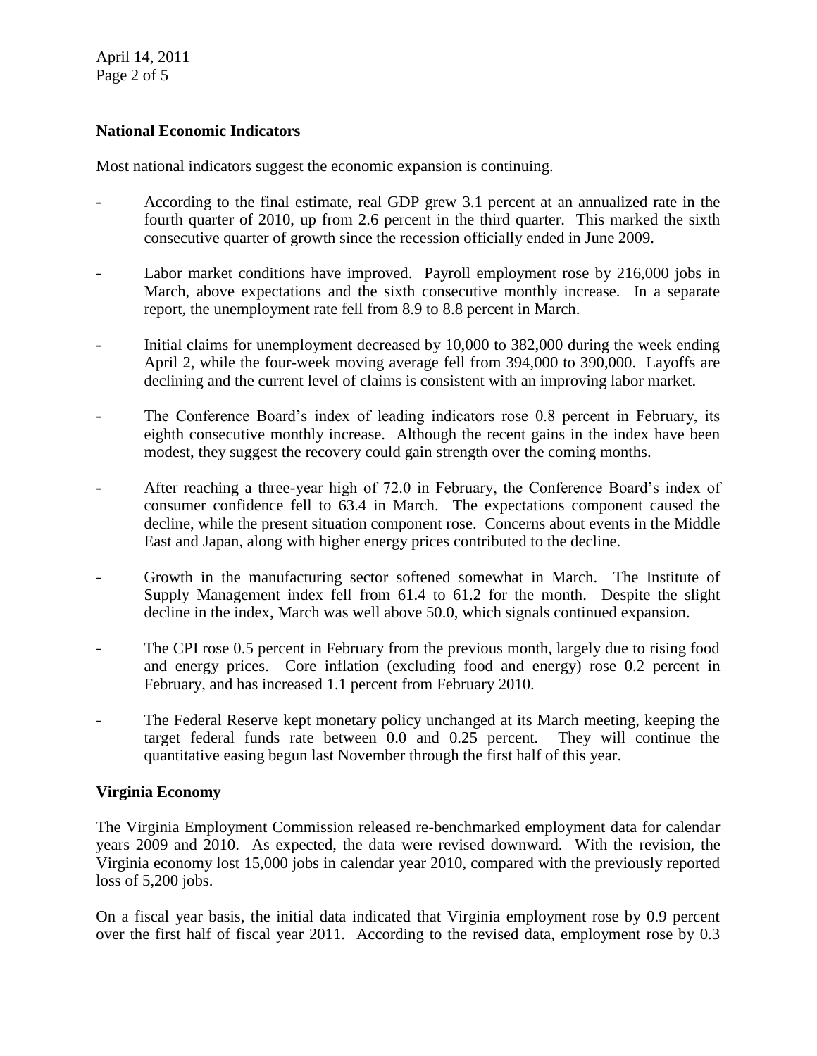## National Economic Indicators

Most national indicators suggest the economic expansion is continuing.

- According to the final estimate, real GDP grew 3.1 percent at an annualized rate in the fourth quarter of 2010, up from 2.6 percent in the third quarter. This marked the sixth consecutive quarter of growth since the recession officially ended in June 2009.
- Labor market conditions have improved. Payroll employment rose by 216,000 jobs in March, above expectations and the sixth consecutive monthly increase. In a separate report, the unemployment rate fell from 8.9 to 8.8 percent in March.
- Initial claims for unemployment decreased by 10,000 to 382,000 during the week ending April 2, while the four-week moving average fell from 394,000 to 390,000. Layoffs are declining and the current level of claims is consistent with an improving labor market.
- The Conference Board's index of leading indicators rose 0.8 percent in February, its eighth consecutive monthly increase. Although the recent gains in the index have been modest, they suggest the recovery could gain strength over the coming months.
- After reaching a three-year high of 72.0 in February, the Conference Board's index of consumer confidence fell to 63.4 in March. The expectations component caused the decline, while the present situation component rose. Concerns about events in the Middle East and Japan, along with higher energy prices contributed to the decline.
- Growth in the manufacturing sector softened somewhat in March. The Institute of Supply Management index fell from 61.4 to 61.2 for the month. Despite the slight decline in the index, March was well above 50.0, which signals continued expansion.
- The CPI rose 0.5 percent in February from the previous month, largely due to rising food and energy prices. Core inflation (excluding food and energy) rose 0.2 percent in February, and has increased 1.1 percent from February 2010.
- The Federal Reserve kept monetary policy unchanged at its March meeting, keeping the target federal funds rate between 0.0 and 0.25 percent. They will continue the quantitative easing begun last November through the first half of this year.

## Virginia Economy

The Virginia Employment Commission released re-benchmarked employment data for calendar years 2009 and 2010. As expected, the data were revised downward. With the revision, the Virginia economy lost 15,000 jobs in calendar year 2010, compared with the previously reported loss of 5,200 jobs.

On a fiscal year basis, the initial data indicated that Virginia employment rose by 0.9 percent over the first half of fiscal year 2011. According to the revised data, employment rose by 0.3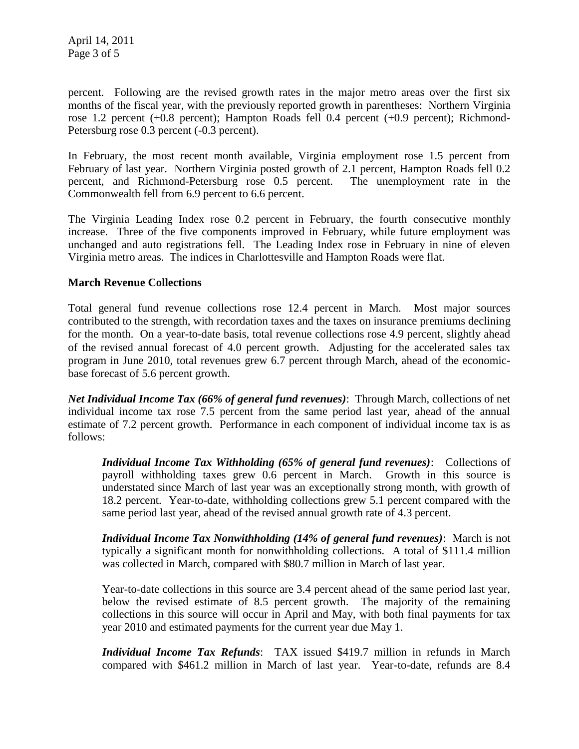percent. Following are the revised growth rates in the major metro areas over the first six months of the fiscal year, with the previously reported growth in parentheses: Northern Virginia rose 1.2 percent (+0.8 percent); Hampton Roads fell 0.4 percent (+0.9 percent); Richmond-Petersburg rose 0.3 percent (-0.3 percent).

In February, the most recent month available, Virginia employment rose 1.5 percent from February of last year. Northern Virginia posted growth of 2.1 percent, Hampton Roads fell 0.2 percent, and Richmond-Petersburg rose 0.5 percent. The unemployment rate in the Commonwealth fell from 6.9 percent to 6.6 percent.

The Virginia Leading Index rose 0.2 percent in February, the fourth consecutive monthly increase. Three of the five components improved in February, while future employment was unchanged and auto registrations fell. The Leading Index rose in February in nine of eleven Virginia metro areas. The indices in Charlottesville and Hampton Roads were flat.

**March Revenue Collections**

Total general fund revenue collections rose 12.4 percent in March. Most major sources contributed to the strength, with recordation taxes and the taxes on insurance premiums declining for the month. On a year-to-date basis, total revenue collections rose 4.9 percent, slightly ahead of the revised annual forecast of 4.0 percent growth. Adjusting for the accelerated sales tax program in June 2010, total revenues grew 6.7 percent through March, ahead of the economic-base forecast of 5.6 percent growth.

***Net Individual Income Tax (66% of general fund revenues)***: Through March, collections of net individual income tax rose 7.5 percent from the same period last year, ahead of the annual estimate of 7.2 percent growth. Performance in each component of individual income tax is as follows:

> ***Individual Income Tax Withholding (65% of general fund revenues)***: Collections of payroll withholding taxes grew 0.6 percent in March. Growth in this source is understated since March of last year was an exceptionally strong month, with growth of 18.2 percent. Year-to-date, withholding collections grew 5.1 percent compared with the same period last year, ahead of the revised annual growth rate of 4.3 percent.
>
> ***Individual Income Tax Nonwithholding (14% of general fund revenues)***: March is not typically a significant month for nonwithholding collections. A total of $111.4 million was collected in March, compared with $80.7 million in March of last year.
>
> Year-to-date collections in this source are 3.4 percent ahead of the same period last year, below the revised estimate of 8.5 percent growth. The majority of the remaining collections in this source will occur in April and May, with both final payments for tax year 2010 and estimated payments for the current year due May 1.
>
> ***Individual Income Tax Refunds***: TAX issued $419.7 million in refunds in March compared with $461.2 million in March of last year. Year-to-date, refunds are 8.4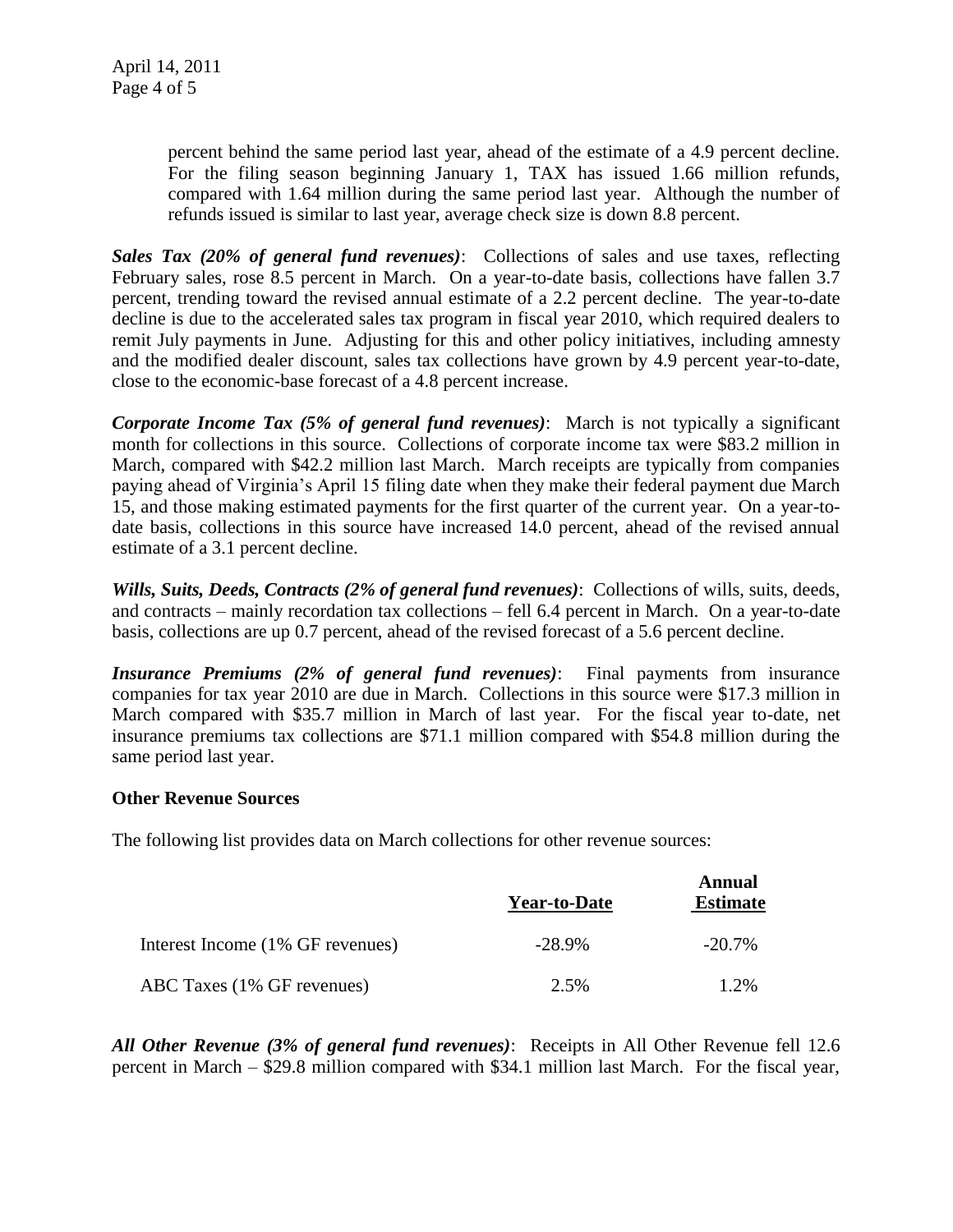percent behind the same period last year, ahead of the estimate of a 4.9 percent decline. For the filing season beginning January 1, TAX has issued 1.66 million refunds, compared with 1.64 million during the same period last year. Although the number of refunds issued is similar to last year, average check size is down 8.8 percent.

***Sales Tax (20% of general fund revenues)***: Collections of sales and use taxes, reflecting February sales, rose 8.5 percent in March. On a year-to-date basis, collections have fallen 3.7 percent, trending toward the revised annual estimate of a 2.2 percent decline. The year-to-date decline is due to the accelerated sales tax program in fiscal year 2010, which required dealers to remit July payments in June. Adjusting for this and other policy initiatives, including amnesty and the modified dealer discount, sales tax collections have grown by 4.9 percent year-to-date, close to the economic-base forecast of a 4.8 percent increase.

***Corporate Income Tax (5% of general fund revenues)***: March is not typically a significant month for collections in this source. Collections of corporate income tax were $83.2 million in March, compared with $42.2 million last March. March receipts are typically from companies paying ahead of Virginia's April 15 filing date when they make their federal payment due March 15, and those making estimated payments for the first quarter of the current year. On a year-to-date basis, collections in this source have increased 14.0 percent, ahead of the revised annual estimate of a 3.1 percent decline.

***Wills, Suits, Deeds, Contracts (2% of general fund revenues)***: Collections of wills, suits, deeds, and contracts – mainly recordation tax collections – fell 6.4 percent in March. On a year-to-date basis, collections are up 0.7 percent, ahead of the revised forecast of a 5.6 percent decline.

***Insurance Premiums (2% of general fund revenues)***: Final payments from insurance companies for tax year 2010 are due in March. Collections in this source were $17.3 million in March compared with $35.7 million in March of last year. For the fiscal year to-date, net insurance premiums tax collections are $71.1 million compared with $54.8 million during the same period last year.

**Other Revenue Sources**

The following list provides data on March collections for other revenue sources:

| | **Year-to-Date** | **Annual Estimate** |
|---|---|---|
| Interest Income (1% GF revenues) | -28.9% | -20.7% |
| ABC Taxes (1% GF revenues) | 2.5% | 1.2% |

***All Other Revenue (3% of general fund revenues)***: Receipts in All Other Revenue fell 12.6 percent in March – $29.8 million compared with $34.1 million last March. For the fiscal year,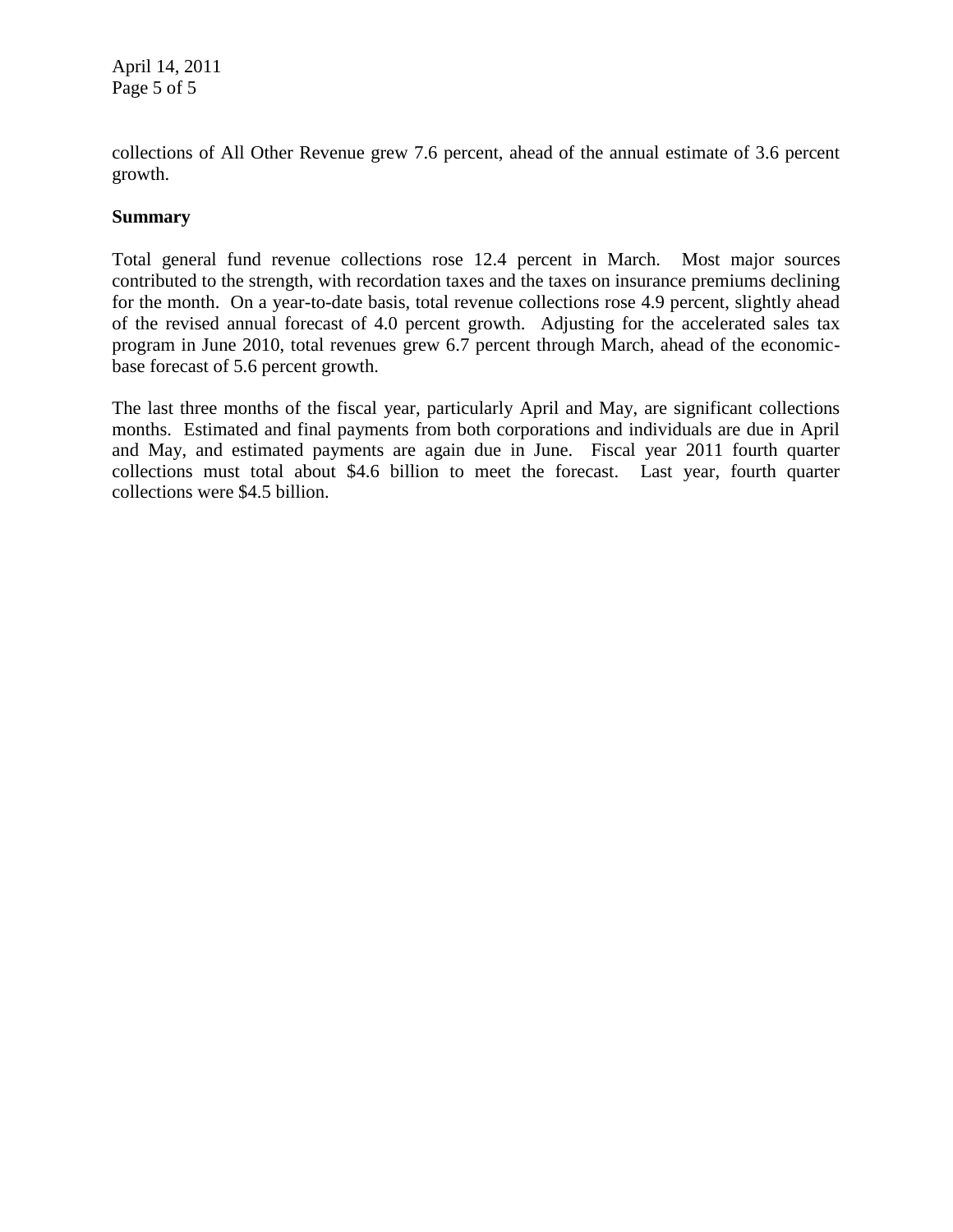collections of All Other Revenue grew 7.6 percent, ahead of the annual estimate of 3.6 percent growth.

**Summary**

Total general fund revenue collections rose 12.4 percent in March. Most major sources contributed to the strength, with recordation taxes and the taxes on insurance premiums declining for the month. On a year-to-date basis, total revenue collections rose 4.9 percent, slightly ahead of the revised annual forecast of 4.0 percent growth. Adjusting for the accelerated sales tax program in June 2010, total revenues grew 6.7 percent through March, ahead of the economic-base forecast of 5.6 percent growth.

The last three months of the fiscal year, particularly April and May, are significant collections months. Estimated and final payments from both corporations and individuals are due in April and May, and estimated payments are again due in June. Fiscal year 2011 fourth quarter collections must total about $4.6 billion to meet the forecast. Last year, fourth quarter collections were $4.5 billion.